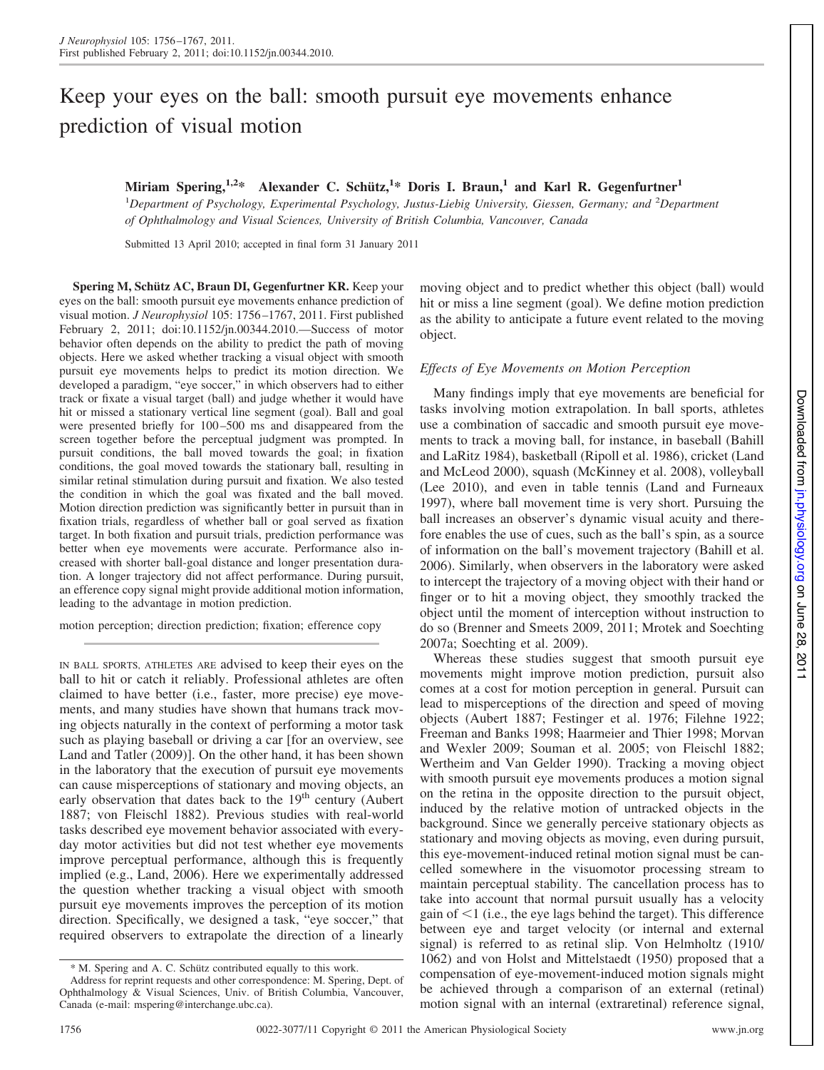# Keep your eyes on the ball: smooth pursuit eye movements enhance prediction of visual motion

**Miriam Spering,[1,2]\* Alexander C. Schütz,[1]\* Doris I. Braun,[1] and Karl R. Gegenfurtner[1]**

[1]Department of Psychology, Experimental Psychology, Justus-Liebig University, Giessen, Germany; and [2]Department of Ophthalmology and Visual Sciences, University of British Columbia, Vancouver, Canada

Submitted 13 April 2010; accepted in final form 31 January 2011

**Spering M, Schütz AC, Braun DI, Gegenfurtner KR.** Keep your eyes on the ball: smooth pursuit eye movements enhance prediction of visual motion. *J Neurophysiol* 105: 1756–1767, 2011. First published February 2, 2011; doi:10.1152/jn.00344.2010.—Success of motor behavior often depends on the ability to predict the path of moving objects. Here we asked whether tracking a visual object with smooth pursuit eye movements helps to predict its motion direction. We developed a paradigm, "eye soccer," in which observers had to either track or fixate a visual target (ball) and judge whether it would have hit or missed a stationary vertical line segment (goal). Ball and goal were presented briefly for 100–500 ms and disappeared from the screen together before the perceptual judgment was prompted. In pursuit conditions, the ball moved towards the goal; in fixation conditions, the goal moved towards the stationary ball, resulting in similar retinal stimulation during pursuit and fixation. We also tested the condition in which the goal was fixated and the ball moved. Motion direction prediction was significantly better in pursuit than in fixation trials, regardless of whether ball or goal served as fixation target. In both fixation and pursuit trials, prediction performance was better when eye movements were accurate. Performance also increased with shorter ball-goal distance and longer presentation duration. A longer trajectory did not affect performance. During pursuit, an efference copy signal might provide additional motion information, leading to the advantage in motion prediction.

motion perception; direction prediction; fixation; efference copy

IN BALL SPORTS, ATHLETES ARE advised to keep their eyes on the ball to hit or catch it reliably. Professional athletes are often claimed to have better (i.e., faster, more precise) eye movements, and many studies have shown that humans track moving objects naturally in the context of performing a motor task such as playing baseball or driving a car [for an overview, see Land and Tatler (2009)]. On the other hand, it has been shown in the laboratory that the execution of pursuit eye movements can cause misperceptions of stationary and moving objects, an early observation that dates back to the 19th century (Aubert 1887; von Fleischl 1882). Previous studies with real-world tasks described eye movement behavior associated with everyday motor activities but did not test whether eye movements improve perceptual performance, although this is frequently implied (e.g., Land, 2006). Here we experimentally addressed the question whether tracking a visual object with smooth pursuit eye movements improves the perception of its motion direction. Specifically, we designed a task, "eye soccer," that required observers to extrapolate the direction of a linearly moving object and to predict whether this object (ball) would hit or miss a line segment (goal). We define motion prediction as the ability to anticipate a future event related to the moving object.

## *Effects of Eye Movements on Motion Perception*

Many findings imply that eye movements are beneficial for tasks involving motion extrapolation. In ball sports, athletes use a combination of saccadic and smooth pursuit eye movements to track a moving ball, for instance, in baseball (Bahill and LaRitz 1984), basketball (Ripoll et al. 1986), cricket (Land and McLeod 2000), squash (McKinney et al. 2008), volleyball (Lee 2010), and even in table tennis (Land and Furneaux 1997), where ball movement time is very short. Pursuing the ball increases an observer's dynamic visual acuity and therefore enables the use of cues, such as the ball's spin, as a source of information on the ball's movement trajectory (Bahill et al. 2006). Similarly, when observers in the laboratory were asked to intercept the trajectory of a moving object with their hand or finger or to hit a moving object, they smoothly tracked the object until the moment of interception without instruction to do so (Brenner and Smeets 2009, 2011; Mrotek and Soechting 2007a; Soechting et al. 2009).

Whereas these studies suggest that smooth pursuit eye movements might improve motion prediction, pursuit also comes at a cost for motion perception in general. Pursuit can lead to misperceptions of the direction and speed of moving objects (Aubert 1887; Festinger et al. 1976; Filehne 1922; Freeman and Banks 1998; Haarmeier and Thier 1998; Morvan and Wexler 2009; Souman et al. 2005; von Fleischl 1882; Wertheim and Van Gelder 1990). Tracking a moving object with smooth pursuit eye movements produces a motion signal on the retina in the opposite direction to the pursuit object, induced by the relative motion of untracked objects in the background. Since we generally perceive stationary objects as stationary and moving objects as moving, even during pursuit, this eye-movement-induced retinal motion signal must be cancelled somewhere in the visuomotor processing stream to maintain perceptual stability. The cancellation process has to take into account that normal pursuit usually has a velocity gain of <1 (i.e., the eye lags behind the target). This difference between eye and target velocity (or internal and external signal) is referred to as retinal slip. Von Helmholtz (1910/1062) and von Holst and Mittelstaedt (1950) proposed that a compensation of eye-movement-induced motion signals might be achieved through a comparison of an external (retinal) motion signal with an internal (extraretinal) reference signal,

\* M. Spering and A. C. Schütz contributed equally to this work.

Address for reprint requests and other correspondence: M. Spering, Dept. of Ophthalmology & Visual Sciences, Univ. of British Columbia, Vancouver, Canada (e-mail: mspering@interchange.ubc.ca).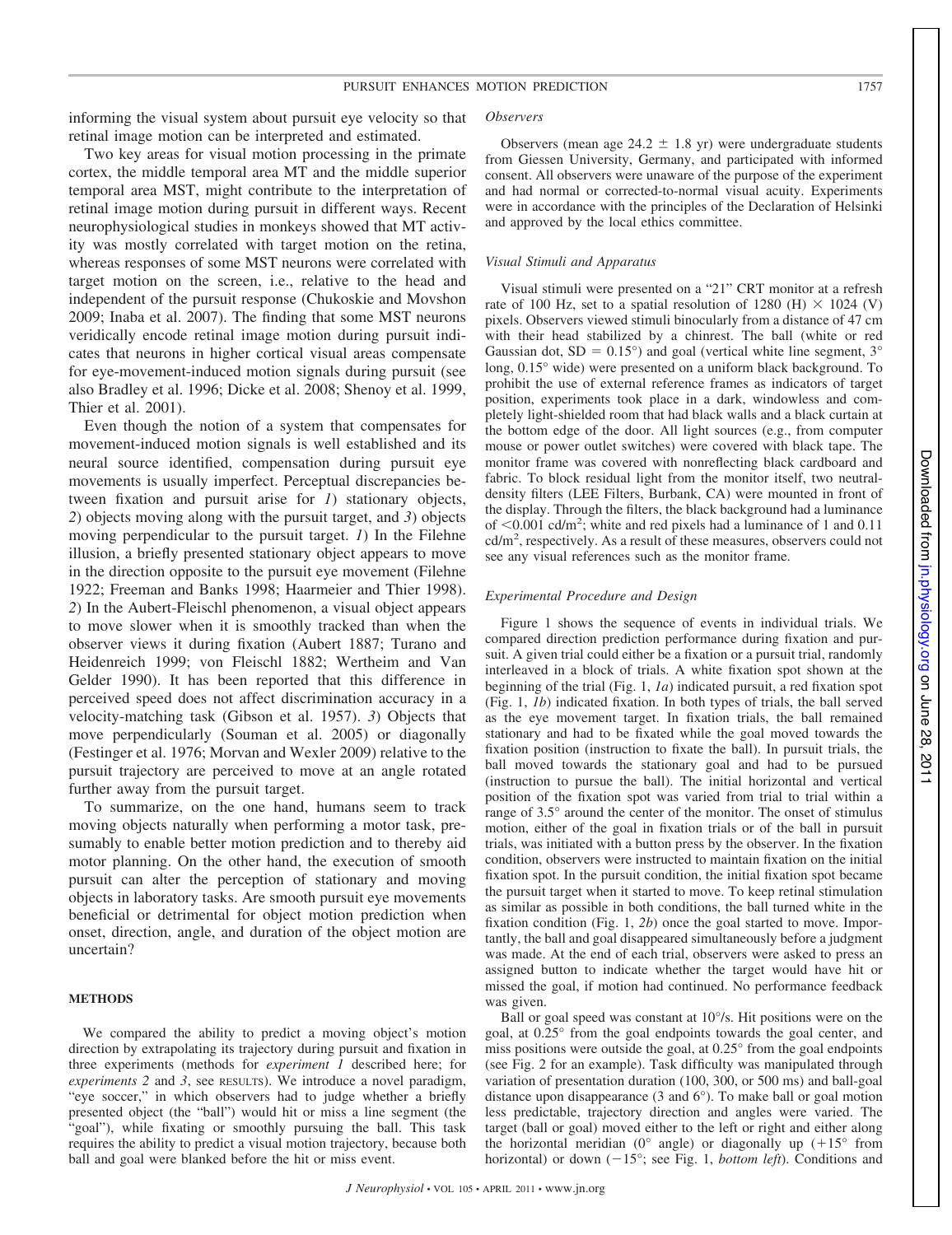informing the visual system about pursuit eye velocity so that retinal image motion can be interpreted and estimated.

Two key areas for visual motion processing in the primate cortex, the middle temporal area MT and the middle superior temporal area MST, might contribute to the interpretation of retinal image motion during pursuit in different ways. Recent neurophysiological studies in monkeys showed that MT activity was mostly correlated with target motion on the retina, whereas responses of some MST neurons were correlated with target motion on the screen, i.e., relative to the head and independent of the pursuit response (Chukoskie and Movshon 2009; Inaba et al. 2007). The finding that some MST neurons veridically encode retinal image motion during pursuit indicates that neurons in higher cortical visual areas compensate for eye-movement-induced motion signals during pursuit (see also Bradley et al. 1996; Dicke et al. 2008; Shenoy et al. 1999, Thier et al. 2001).

Even though the notion of a system that compensates for movement-induced motion signals is well established and its neural source identified, compensation during pursuit eye movements is usually imperfect. Perceptual discrepancies between fixation and pursuit arise for *1*) stationary objects, *2*) objects moving along with the pursuit target, and *3*) objects moving perpendicular to the pursuit target. *1*) In the Filehne illusion, a briefly presented stationary object appears to move in the direction opposite to the pursuit eye movement (Filehne 1922; Freeman and Banks 1998; Haarmeier and Thier 1998). *2*) In the Aubert-Fleischl phenomenon, a visual object appears to move slower when it is smoothly tracked than when the observer views it during fixation (Aubert 1887; Turano and Heidenreich 1999; von Fleischl 1882; Wertheim and Van Gelder 1990). It has been reported that this difference in perceived speed does not affect discrimination accuracy in a velocity-matching task (Gibson et al. 1957). *3*) Objects that move perpendicularly (Souman et al. 2005) or diagonally (Festinger et al. 1976; Morvan and Wexler 2009) relative to the pursuit trajectory are perceived to move at an angle rotated further away from the pursuit target.

To summarize, on the one hand, humans seem to track moving objects naturally when performing a motor task, presumably to enable better motion prediction and to thereby aid motor planning. On the other hand, the execution of smooth pursuit can alter the perception of stationary and moving objects in laboratory tasks. Are smooth pursuit eye movements beneficial or detrimental for object motion prediction when onset, direction, angle, and duration of the object motion are uncertain?

## METHODS

We compared the ability to predict a moving object's motion direction by extrapolating its trajectory during pursuit and fixation in three experiments (methods for *experiment 1* described here; for *experiments 2* and *3*, see RESULTS). We introduce a novel paradigm, "eye soccer," in which observers had to judge whether a briefly presented object (the "ball") would hit or miss a line segment (the "goal"), while fixating or smoothly pursuing the ball. This task requires the ability to predict a visual motion trajectory, because both ball and goal were blanked before the hit or miss event.

### *Observers*

Observers (mean age $24.2 \pm 1.8$ yr) were undergraduate students from Giessen University, Germany, and participated with informed consent. All observers were unaware of the purpose of the experiment and had normal or corrected-to-normal visual acuity. Experiments were in accordance with the principles of the Declaration of Helsinki and approved by the local ethics committee.

### *Visual Stimuli and Apparatus*

Visual stimuli were presented on a "21" CRT monitor at a refresh rate of 100 Hz, set to a spatial resolution of 1280 (H) $\times$ 1024 (V) pixels. Observers viewed stimuli binocularly from a distance of 47 cm with their head stabilized by a chinrest. The ball (white or red Gaussian dot, SD = 0.15°) and goal (vertical white line segment, 3° long, 0.15° wide) were presented on a uniform black background. To prohibit the use of external reference frames as indicators of target position, experiments took place in a dark, windowless and completely light-shielded room that had black walls and a black curtain at the bottom edge of the door. All light sources (e.g., from computer mouse or power outlet switches) were covered with black tape. The monitor frame was covered with nonreflecting black cardboard and fabric. To block residual light from the monitor itself, two neutral-density filters (LEE Filters, Burbank, CA) were mounted in front of the display. Through the filters, the black background had a luminance of $<0.001$ cd/m$^2$; white and red pixels had a luminance of 1 and 0.11 cd/m$^2$, respectively. As a result of these measures, observers could not see any visual references such as the monitor frame.

### *Experimental Procedure and Design*

Figure 1 shows the sequence of events in individual trials. We compared direction prediction performance during fixation and pursuit. A given trial could either be a fixation or a pursuit trial, randomly interleaved in a block of trials. A white fixation spot shown at the beginning of the trial (Fig. 1, *1a*) indicated pursuit, a red fixation spot (Fig. 1, *1b*) indicated fixation. In both types of trials, the ball served as the eye movement target. In fixation trials, the ball remained stationary and had to be fixated while the goal moved towards the fixation position (instruction to fixate the ball). In pursuit trials, the ball moved towards the stationary goal and had to be pursued (instruction to pursue the ball). The initial horizontal and vertical position of the fixation spot was varied from trial to trial within a range of 3.5° around the center of the monitor. The onset of stimulus motion, either of the goal in fixation trials or of the ball in pursuit trials, was initiated with a button press by the observer. In the fixation condition, observers were instructed to maintain fixation on the initial fixation spot. In the pursuit condition, the initial fixation spot became the pursuit target when it started to move. To keep retinal stimulation as similar as possible in both conditions, the ball turned white in the fixation condition (Fig. 1, *2b*) once the goal started to move. Importantly, the ball and goal disappeared simultaneously before a judgment was made. At the end of each trial, observers were asked to press an assigned button to indicate whether the target would have hit or missed the goal, if motion had continued. No performance feedback was given.

Ball or goal speed was constant at 10°/s. Hit positions were on the goal, at 0.25° from the goal endpoints towards the goal center, and miss positions were outside the goal, at 0.25° from the goal endpoints (see Fig. 2 for an example). Task difficulty was manipulated through variation of presentation duration (100, 300, or 500 ms) and ball-goal distance upon disappearance (3 and 6°). To make ball or goal motion less predictable, trajectory direction and angles were varied. The target (ball or goal) moved either to the left or right and either along the horizontal meridian (0° angle) or diagonally up (+15° from horizontal) or down (−15°; see Fig. 1, *bottom left*). Conditions and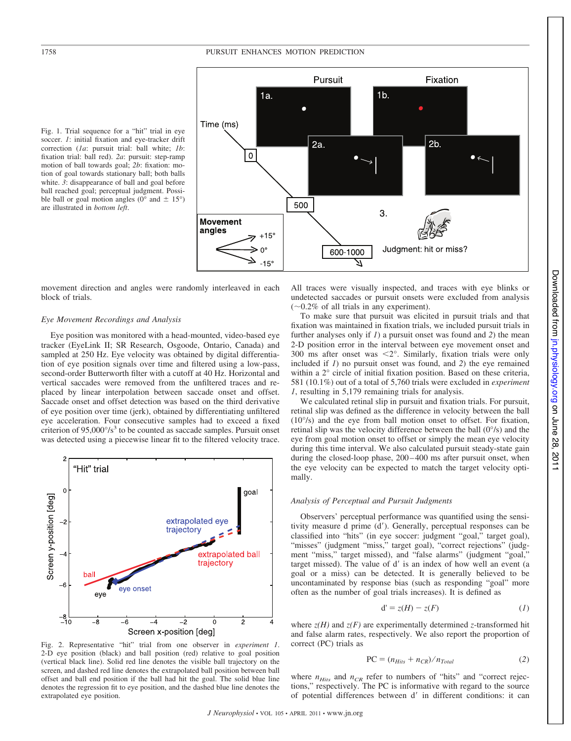Fig. 1. Trial sequence for a "hit" trial in eye soccer. *1*: initial fixation and eye-tracker drift correction (*1a*: pursuit trial: ball white; *1b*: fixation trial: ball red). *2a*: pursuit: step-ramp motion of ball towards goal; *2b*: fixation: motion of goal towards stationary ball; both balls white. *3*: disappearance of ball and goal before ball reached goal; perceptual judgment. Possible ball or goal motion angles (0° and ± 15°) are illustrated in *bottom left*.

movement direction and angles were randomly interleaved in each block of trials.

### *Eye Movement Recordings and Analysis*

Eye position was monitored with a head-mounted, video-based eye tracker (EyeLink II; SR Research, Osgoode, Ontario, Canada) and sampled at 250 Hz. Eye velocity was obtained by digital differentiation of eye position signals over time and filtered using a low-pass, second-order Butterworth filter with a cutoff at 40 Hz. Horizontal and vertical saccades were removed from the unfiltered traces and replaced by linear interpolation between saccade onset and offset. Saccade onset and offset detection was based on the third derivative of eye position over time (jerk), obtained by differentiating unfiltered eye acceleration. Four consecutive samples had to exceed a fixed criterion of 95,000°/s$^3$ to be counted as saccade samples. Pursuit onset was detected using a piecewise linear fit to the filtered velocity trace.

Fig. 2. Representative "hit" trial from one observer in *experiment 1*. 2-D eye position (black) and ball position (red) relative to goal position (vertical black line). Solid red line denotes the visible ball trajectory on the screen, and dashed red line denotes the extrapolated ball position between ball offset and ball end position if the ball had hit the goal. The solid blue line denotes the regression fit to eye position, and the dashed blue line denotes the extrapolated eye position.

All traces were visually inspected, and traces with eye blinks or undetected saccades or pursuit onsets were excluded from analysis (~0.2% of all trials in any experiment).

To make sure that pursuit was elicited in pursuit trials and that fixation was maintained in fixation trials, we included pursuit trials in further analyses only if *1*) a pursuit onset was found and *2*) the mean 2-D position error in the interval between eye movement onset and 300 ms after onset was <2°. Similarly, fixation trials were only included if *1*) no pursuit onset was found, and *2*) the eye remained within a 2° circle of initial fixation position. Based on these criteria, 581 (10.1%) out of a total of 5,760 trials were excluded in *experiment 1*, resulting in 5,179 remaining trials for analysis.

We calculated retinal slip in pursuit and fixation trials. For pursuit, retinal slip was defined as the difference in velocity between the ball (10°/s) and the eye from ball motion onset to offset. For fixation, retinal slip was the velocity difference between the ball (0°/s) and the eye from goal motion onset to offset or simply the mean eye velocity during this time interval. We also calculated pursuit steady-state gain during the closed-loop phase, 200–400 ms after pursuit onset, when the eye velocity can be expected to match the target velocity optimally.

### *Analysis of Perceptual and Pursuit Judgments*

Observers' perceptual performance was quantified using the sensitivity measure d prime (d′). Generally, perceptual responses can be classified into "hits" (in eye soccer: judgment "goal," target goal), "misses" (judgment "miss," target goal), "correct rejections" (judgment "miss," target missed), and "false alarms" (judgment "goal," target missed). The value of d′ is an index of how well an event (a goal or a miss) can be detected. It is generally believed to be uncontaminated by response bias (such as responding "goal" more often as the number of goal trials increases). It is defined as

$$d' = z(H) - z(F) \qquad (1)$$

where *z(H)* and *z(F)* are experimentally determined *z*-transformed hit and false alarm rates, respectively. We also report the proportion of correct (PC) trials as

$$PC = (n_{Hits} + n_{CR})/n_{Total} \qquad (2)$$

where $n_{Hits}$ and $n_{CR}$ refer to numbers of "hits" and "correct rejections," respectively. The PC is informative with regard to the source of potential differences between d′ in different conditions: it can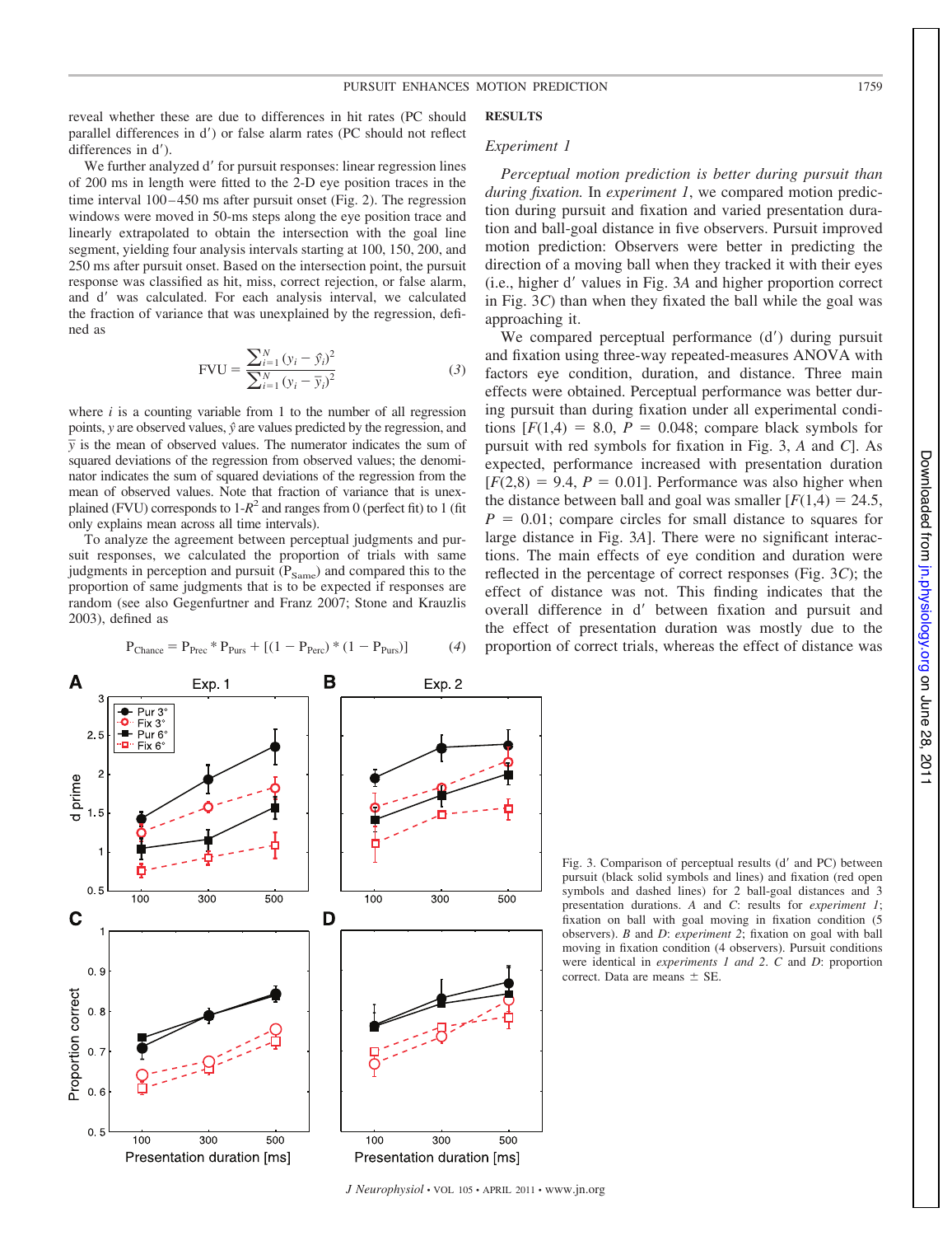reveal whether these are due to differences in hit rates (PC should parallel differences in d′) or false alarm rates (PC should not reflect differences in d′).

We further analyzed d′ for pursuit responses: linear regression lines of 200 ms in length were fitted to the 2-D eye position traces in the time interval 100–450 ms after pursuit onset (Fig. 2). The regression windows were moved in 50-ms steps along the eye position trace and linearly extrapolated to obtain the intersection with the goal line segment, yielding four analysis intervals starting at 100, 150, 200, and 250 ms after pursuit onset. Based on the intersection point, the pursuit response was classified as hit, miss, correct rejection, or false alarm, and d′ was calculated. For each analysis interval, we calculated the fraction of variance that was unexplained by the regression, defined as

$$\text{FVU} = \frac{\sum_{i=1}^{N}(y_i - \hat{y}_i)^2}{\sum_{i=1}^{N}(y_i - \bar{y}_i)^2} \tag{3}$$

where $i$ is a counting variable from 1 to the number of all regression points, $y$ are observed values, $\hat{y}$ are values predicted by the regression, and $\bar{y}$ is the mean of observed values. The numerator indicates the sum of squared deviations of the regression from observed values; the denominator indicates the sum of squared deviations of the regression from the mean of observed values. Note that fraction of variance that is unexplained (FVU) corresponds to 1-$R^2$ and ranges from 0 (perfect fit) to 1 (fit only explains mean across all time intervals).

To analyze the agreement between perceptual judgments and pursuit responses, we calculated the proportion of trials with same judgments in perception and pursuit ($P_{Same}$) and compared this to the proportion of same judgments that is to be expected if responses are random (see also Gegenfurtner and Franz 2007; Stone and Krauzlis 2003), defined as

$$P_{Chance} = P_{Prec} * P_{Purs} + [(1 - P_{Perc}) * (1 - P_{Purs})] \tag{4}$$

## RESULTS

### *Experiment 1*

*Perceptual motion prediction is better during pursuit than during fixation.* In *experiment 1*, we compared motion prediction during pursuit and fixation and varied presentation duration and ball-goal distance in five observers. Pursuit improved motion prediction: Observers were better in predicting the direction of a moving ball when they tracked it with their eyes (i.e., higher d′ values in Fig. 3*A* and higher proportion correct in Fig. 3*C*) than when they fixated the ball while the goal was approaching it.

We compared perceptual performance (d′) during pursuit and fixation using three-way repeated-measures ANOVA with factors eye condition, duration, and distance. Three main effects were obtained. Perceptual performance was better during pursuit than during fixation under all experimental conditions [$F(1,4) = 8.0$, $P = 0.048$; compare black symbols for pursuit with red symbols for fixation in Fig. 3, *A* and *C*]. As expected, performance increased with presentation duration [$F(2,8) = 9.4$, $P = 0.01$]. Performance was also higher when the distance between ball and goal was smaller [$F(1,4) = 24.5$, $P = 0.01$; compare circles for small distance to squares for large distance in Fig. 3*A*]. There were no significant interactions. The main effects of eye condition and duration were reflected in the percentage of correct responses (Fig. 3*C*); the effect of distance was not. This finding indicates that the overall difference in d′ between fixation and pursuit and the effect of presentation duration was mostly due to the proportion of correct trials, whereas the effect of distance was

Fig. 3. Comparison of perceptual results (d′ and PC) between pursuit (black solid symbols and lines) and fixation (red open symbols and dashed lines) for 2 ball-goal distances and 3 presentation durations. *A* and *C*: results for *experiment 1*; fixation on ball with goal moving in fixation condition (5 observers). *B* and *D*: *experiment 2*; fixation on goal with ball moving in fixation condition (4 observers). Pursuit conditions were identical in *experiments 1 and 2*. *C* and *D*: proportion correct. Data are means ± SE.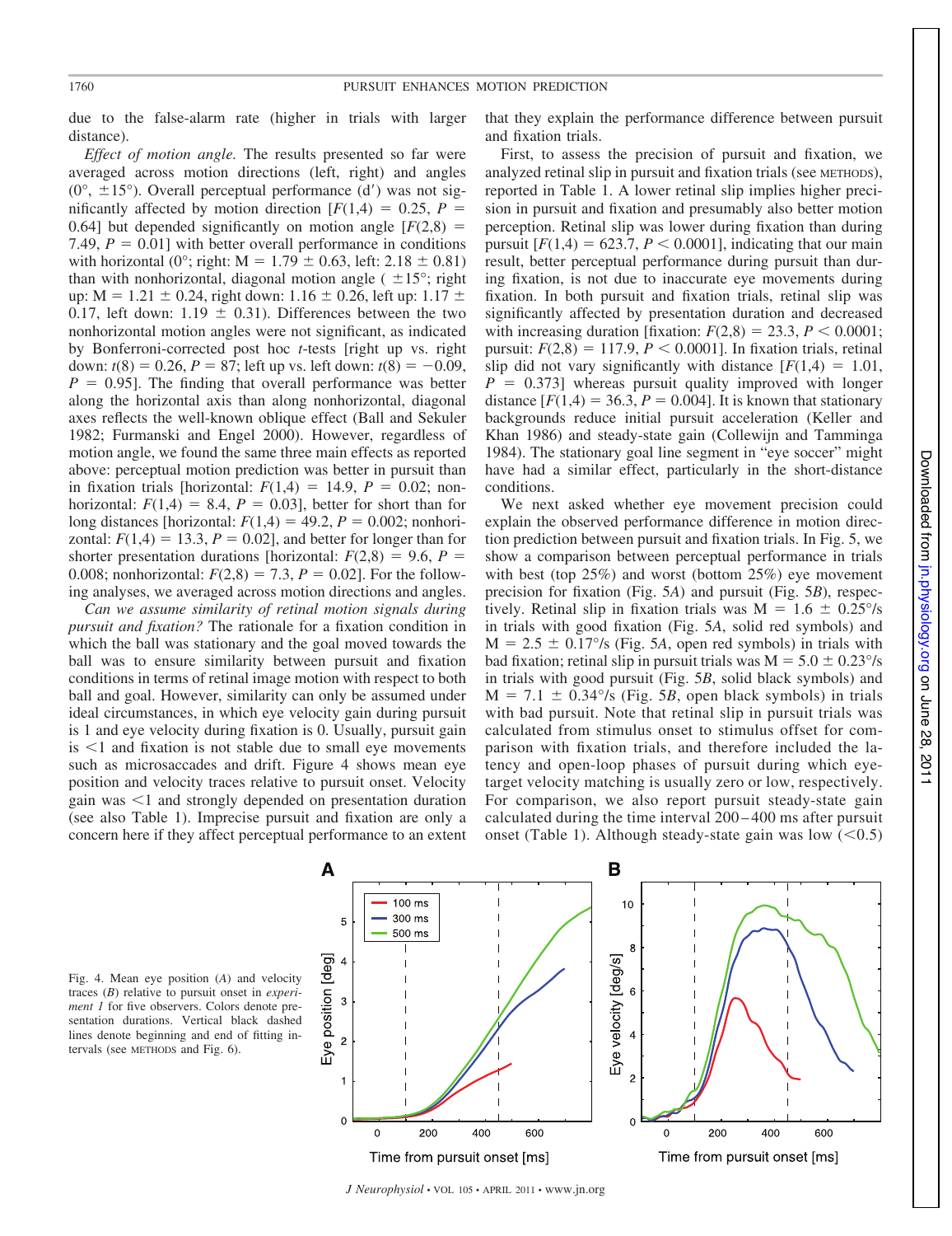due to the false-alarm rate (higher in trials with larger distance).

*Effect of motion angle.* The results presented so far were averaged across motion directions (left, right) and angles (0°, ±15°). Overall perceptual performance (d′) was not significantly affected by motion direction [$F(1,4) = 0.25$, $P = 0.64$] but depended significantly on motion angle [$F(2,8) = 7.49$, $P = 0.01$] with better overall performance in conditions with horizontal (0°; right: M = 1.79 ± 0.63, left: 2.18 ± 0.81) than with nonhorizontal, diagonal motion angle ( ±15°; right up: M = 1.21 ± 0.24, right down: 1.16 ± 0.26, left up: 1.17 ± 0.17, left down: 1.19 ± 0.31). Differences between the two nonhorizontal motion angles were not significant, as indicated by Bonferroni-corrected post hoc *t*-tests [right up vs. right down: $t(8) = 0.26$, $P = 87$; left up vs. left down: $t(8) = -0.09$, $P = 0.95$]. The finding that overall performance was better along the horizontal axis than along nonhorizontal, diagonal axes reflects the well-known oblique effect (Ball and Sekuler 1982; Furmanski and Engel 2000). However, regardless of motion angle, we found the same three main effects as reported above: perceptual motion prediction was better in pursuit than in fixation trials [horizontal: $F(1,4) = 14.9$, $P = 0.02$; nonhorizontal: $F(1,4) = 8.4$, $P = 0.03$], better for short than for long distances [horizontal: $F(1,4) = 49.2$, $P = 0.002$; nonhorizontal: $F(1,4) = 13.3$, $P = 0.02$], and better for longer than for shorter presentation durations [horizontal: $F(2,8) = 9.6$, $P = 0.008$; nonhorizontal: $F(2,8) = 7.3$, $P = 0.02$]. For the following analyses, we averaged across motion directions and angles.

*Can we assume similarity of retinal motion signals during pursuit and fixation?* The rationale for a fixation condition in which the ball was stationary and the goal moved towards the ball was to ensure similarity between pursuit and fixation conditions in terms of retinal image motion with respect to both ball and goal. However, similarity can only be assumed under ideal circumstances, in which eye velocity gain during pursuit is 1 and eye velocity during fixation is 0. Usually, pursuit gain is <1 and fixation is not stable due to small eye movements such as microsaccades and drift. Figure 4 shows mean eye position and velocity traces relative to pursuit onset. Velocity gain was <1 and strongly depended on presentation duration (see also Table 1). Imprecise pursuit and fixation are only a concern here if they affect perceptual performance to an extent that they explain the performance difference between pursuit and fixation trials.

First, to assess the precision of pursuit and fixation, we analyzed retinal slip in pursuit and fixation trials (see METHODS), reported in Table 1. A lower retinal slip implies higher precision in pursuit and fixation and presumably also better motion perception. Retinal slip was lower during fixation than during pursuit [$F(1,4) = 623.7$, $P < 0.0001$], indicating that our main result, better perceptual performance during pursuit than during fixation, is not due to inaccurate eye movements during fixation. In both pursuit and fixation trials, retinal slip was significantly affected by presentation duration and decreased with increasing duration [fixation: $F(2,8) = 23.3$, $P < 0.0001$; pursuit: $F(2,8) = 117.9$, $P < 0.0001$]. In fixation trials, retinal slip did not vary significantly with distance [$F(1,4) = 1.01$, $P = 0.373$] whereas pursuit quality improved with longer distance [$F(1,4) = 36.3$, $P = 0.004$]. It is known that stationary backgrounds reduce initial pursuit acceleration (Keller and Khan 1986) and steady-state gain (Collewijn and Tamminga 1984). The stationary goal line segment in "eye soccer" might have had a similar effect, particularly in the short-distance conditions.

We next asked whether eye movement precision could explain the observed performance difference in motion direction prediction between pursuit and fixation trials. In Fig. 5, we show a comparison between perceptual performance in trials with best (top 25%) and worst (bottom 25%) eye movement precision for fixation (Fig. 5*A*) and pursuit (Fig. 5*B*), respectively. Retinal slip in fixation trials was M = 1.6 ± 0.25°/s in trials with good fixation (Fig. 5*A*, solid red symbols) and M = 2.5 ± 0.17°/s (Fig. 5*A*, open red symbols) in trials with bad fixation; retinal slip in pursuit trials was M = 5.0 ± 0.23°/s in trials with good pursuit (Fig. 5*B*, solid black symbols) and M = 7.1 ± 0.34°/s (Fig. 5*B*, open black symbols) in trials with bad pursuit. Note that retinal slip in pursuit trials was calculated from stimulus onset to stimulus offset for comparison with fixation trials, and therefore included the latency and open-loop phases of pursuit during which eye-target velocity matching is usually zero or low, respectively. For comparison, we also report pursuit steady-state gain calculated during the time interval 200–400 ms after pursuit onset (Table 1). Although steady-state gain was low (<0.5)

Fig. 4. Mean eye position (*A*) and velocity traces (*B*) relative to pursuit onset in *experiment 1* for five observers. Colors denote presentation durations. Vertical black dashed lines denote beginning and end of fitting intervals (see METHODS and Fig. 6).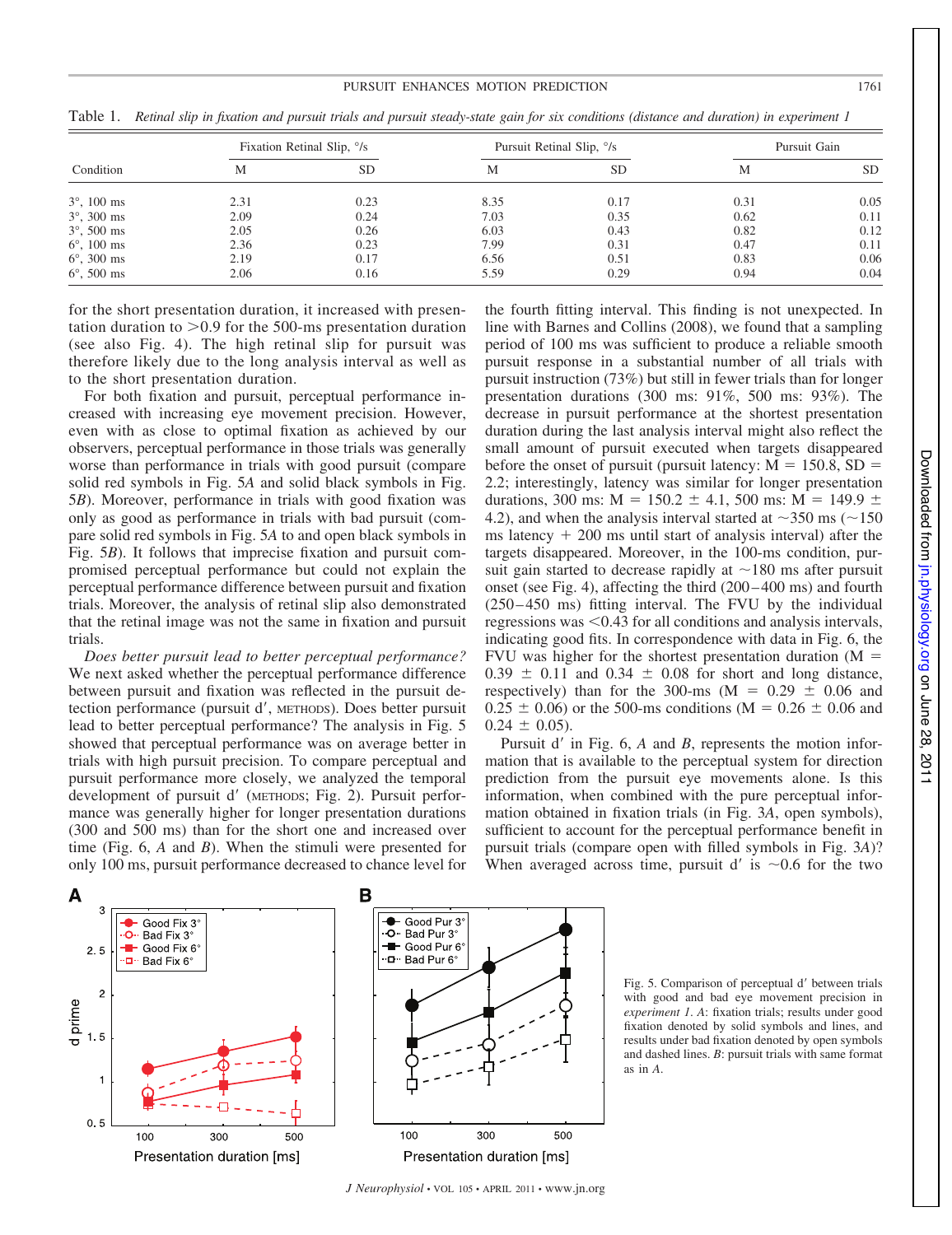Table 1. *Retinal slip in fixation and pursuit trials and pursuit steady-state gain for six conditions (distance and duration) in experiment 1*

| Condition | Fixation Retinal Slip, °/s | | Pursuit Retinal Slip, °/s | | Pursuit Gain | |
|---|---|---|---|---|---|---|
| | M | SD | M | SD | M | SD |
| 3°, 100 ms | 2.31 | 0.23 | 8.35 | 0.17 | 0.31 | 0.05 |
| 3°, 300 ms | 2.09 | 0.24 | 7.03 | 0.35 | 0.62 | 0.11 |
| 3°, 500 ms | 2.05 | 0.26 | 6.03 | 0.43 | 0.82 | 0.12 |
| 6°, 100 ms | 2.36 | 0.23 | 7.99 | 0.31 | 0.47 | 0.11 |
| 6°, 300 ms | 2.19 | 0.17 | 6.56 | 0.51 | 0.83 | 0.06 |
| 6°, 500 ms | 2.06 | 0.16 | 5.59 | 0.29 | 0.94 | 0.04 |

for the short presentation duration, it increased with presentation duration to >0.9 for the 500-ms presentation duration (see also Fig. 4). The high retinal slip for pursuit was therefore likely due to the long analysis interval as well as to the short presentation duration.

For both fixation and pursuit, perceptual performance increased with increasing eye movement precision. However, even with as close to optimal fixation as achieved by our observers, perceptual performance in those trials was generally worse than performance in trials with good pursuit (compare solid red symbols in Fig. 5*A* and solid black symbols in Fig. 5*B*). Moreover, performance in trials with good fixation was only as good as performance in trials with bad pursuit (compare solid red symbols in Fig. 5*A* to and open black symbols in Fig. 5*B*). It follows that imprecise fixation and pursuit compromised perceptual performance but could not explain the perceptual performance difference between pursuit and fixation trials. Moreover, the analysis of retinal slip also demonstrated that the retinal image was not the same in fixation and pursuit trials.

*Does better pursuit lead to better perceptual performance?* We next asked whether the perceptual performance difference between pursuit and fixation was reflected in the pursuit detection performance (pursuit d′, METHODS). Does better pursuit lead to better perceptual performance? The analysis in Fig. 5 showed that perceptual performance was on average better in trials with high pursuit precision. To compare perceptual and pursuit performance more closely, we analyzed the temporal development of pursuit d′ (METHODS; Fig. 2). Pursuit performance was generally higher for longer presentation durations (300 and 500 ms) than for the short one and increased over time (Fig. 6, *A* and *B*). When the stimuli were presented for only 100 ms, pursuit performance decreased to chance level for the fourth fitting interval. This finding is not unexpected. In line with Barnes and Collins (2008), we found that a sampling period of 100 ms was sufficient to produce a reliable smooth pursuit response in a substantial number of all trials with pursuit instruction (73%) but still in fewer trials than for longer presentation durations (300 ms: 91%, 500 ms: 93%). The decrease in pursuit performance at the shortest presentation duration during the last analysis interval might also reflect the small amount of pursuit executed when targets disappeared before the onset of pursuit (pursuit latency: M = 150.8, SD = 2.2; interestingly, latency was similar for longer presentation durations, 300 ms: M = 150.2 ± 4.1, 500 ms: M = 149.9 ± 4.2), and when the analysis interval started at ~350 ms (~150 ms latency + 200 ms until start of analysis interval) after the targets disappeared. Moreover, in the 100-ms condition, pursuit gain started to decrease rapidly at ~180 ms after pursuit onset (see Fig. 4), affecting the third (200–400 ms) and fourth (250–450 ms) fitting interval. The FVU by the individual regressions was <0.43 for all conditions and analysis intervals, indicating good fits. In correspondence with data in Fig. 6, the FVU was higher for the shortest presentation duration (M = 0.39 ± 0.11 and 0.34 ± 0.08 for short and long distance, respectively) than for the 300-ms (M = 0.29 ± 0.06 and 0.25 ± 0.06) or the 500-ms conditions (M = 0.26 ± 0.06 and 0.24 ± 0.05).

Pursuit d′ in Fig. 6, *A* and *B*, represents the motion information that is available to the perceptual system for direction prediction from the pursuit eye movements alone. Is this information, when combined with the pure perceptual information obtained in fixation trials (in Fig. 3*A*, open symbols), sufficient to account for the perceptual performance benefit in pursuit trials (compare open with filled symbols in Fig. 3*A*)? When averaged across time, pursuit d′ is ~0.6 for the two

Fig. 5. Comparison of perceptual d′ between trials with good and bad eye movement precision in *experiment 1*. *A*: fixation trials; results under good fixation denoted by solid symbols and lines, and results under bad fixation denoted by open symbols and dashed lines. *B*: pursuit trials with same format as in *A*.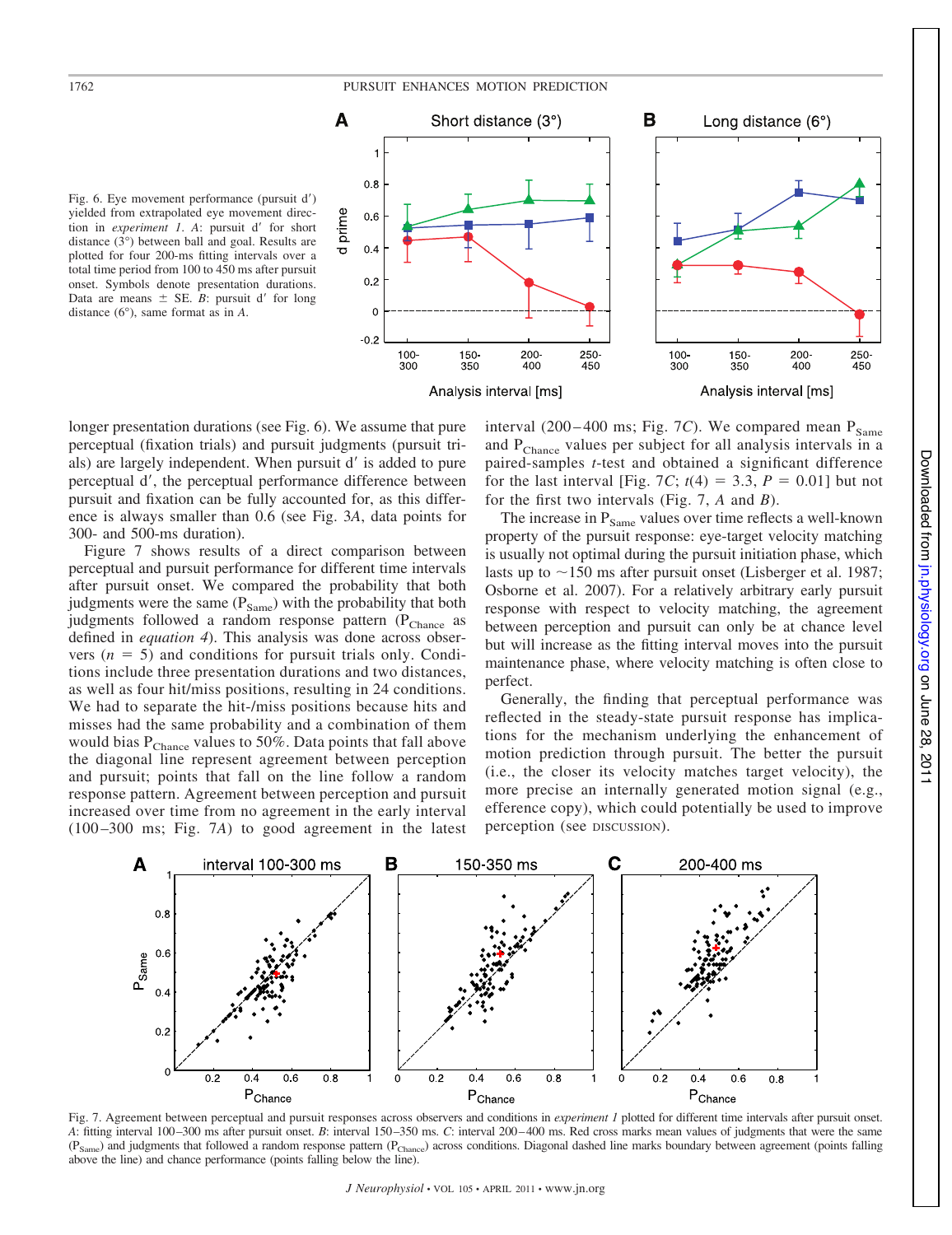Fig. 6. Eye movement performance (pursuit d′) yielded from extrapolated eye movement direction in *experiment 1*. *A*: pursuit d′ for short distance (3°) between ball and goal. Results are plotted for four 200-ms fitting intervals over a total time period from 100 to 450 ms after pursuit onset. Symbols denote presentation durations. Data are means ± SE. *B*: pursuit d′ for long distance (6°), same format as in *A*.

longer presentation durations (see Fig. 6). We assume that pure perceptual (fixation trials) and pursuit judgments (pursuit trials) are largely independent. When pursuit d′ is added to pure perceptual d′, the perceptual performance difference between pursuit and fixation can be fully accounted for, as this difference is always smaller than 0.6 (see Fig. 3*A*, data points for 300- and 500-ms duration).

Figure 7 shows results of a direct comparison between perceptual and pursuit performance for different time intervals after pursuit onset. We compared the probability that both judgments were the same ($P_{Same}$) with the probability that both judgments followed a random response pattern ($P_{Chance}$ as defined in *equation 4*). This analysis was done across observers ($n = 5$) and conditions for pursuit trials only. Conditions include three presentation durations and two distances, as well as four hit/miss positions, resulting in 24 conditions. We had to separate the hit-/miss positions because hits and misses had the same probability and a combination of them would bias $P_{Chance}$ values to 50%. Data points that fall above the diagonal line represent agreement between perception and pursuit; points that fall on the line follow a random response pattern. Agreement between perception and pursuit increased over time from no agreement in the early interval (100–300 ms; Fig. 7*A*) to good agreement in the latest interval (200–400 ms; Fig. 7*C*). We compared mean $P_{Same}$ and $P_{Chance}$ values per subject for all analysis intervals in a paired-samples *t*-test and obtained a significant difference for the last interval [Fig. 7*C*; $t(4) = 3.3$, $P = 0.01$] but not for the first two intervals (Fig. 7, *A* and *B*).

The increase in $P_{Same}$ values over time reflects a well-known property of the pursuit response: eye-target velocity matching is usually not optimal during the pursuit initiation phase, which lasts up to ~150 ms after pursuit onset (Lisberger et al. 1987; Osborne et al. 2007). For a relatively arbitrary early pursuit response with respect to velocity matching, the agreement between perception and pursuit can only be at chance level but will increase as the fitting interval moves into the pursuit maintenance phase, where velocity matching is often close to perfect.

Generally, the finding that perceptual performance was reflected in the steady-state pursuit response has implications for the mechanism underlying the enhancement of motion prediction through pursuit. The better the pursuit (i.e., the closer its velocity matches target velocity), the more precise an internally generated motion signal (e.g., efference copy), which could potentially be used to improve perception (see DISCUSSION).

Fig. 7. Agreement between perceptual and pursuit responses across observers and conditions in *experiment 1* plotted for different time intervals after pursuit onset. *A*: fitting interval 100–300 ms after pursuit onset. *B*: interval 150–350 ms. *C*: interval 200–400 ms. Red cross marks mean values of judgments that were the same ($P_{Same}$) and judgments that followed a random response pattern ($P_{Chance}$) across conditions. Diagonal dashed line marks boundary between agreement (points falling above the line) and chance performance (points falling below the line).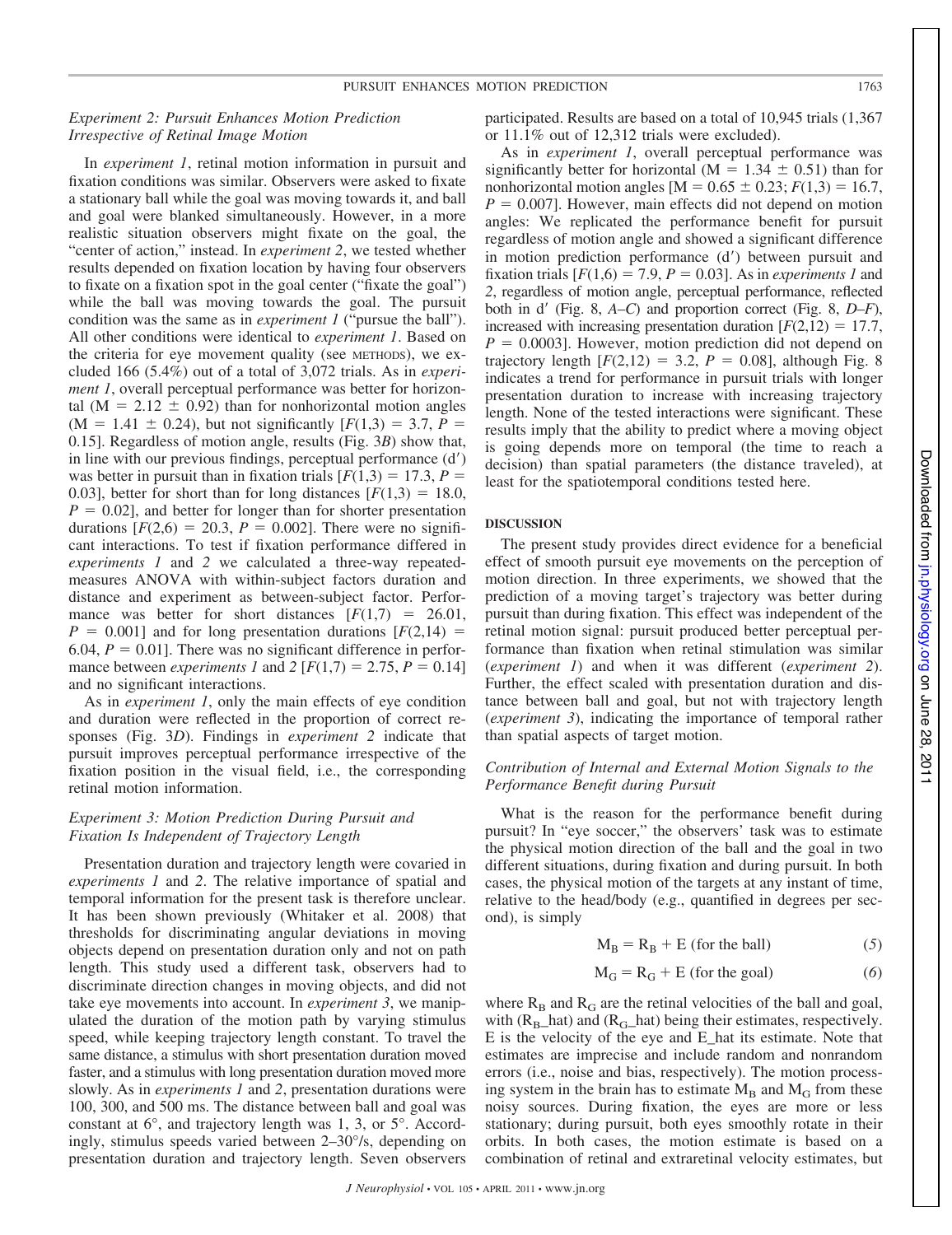### *Experiment 2: Pursuit Enhances Motion Prediction Irrespective of Retinal Image Motion*

In *experiment 1*, retinal motion information in pursuit and fixation conditions was similar. Observers were asked to fixate a stationary ball while the goal was moving towards it, and ball and goal were blanked simultaneously. However, in a more realistic situation observers might fixate on the goal, the "center of action," instead. In *experiment 2*, we tested whether results depended on fixation location by having four observers to fixate on a fixation spot in the goal center ("fixate the goal") while the ball was moving towards the goal. The pursuit condition was the same as in *experiment 1* ("pursue the ball"). All other conditions were identical to *experiment 1*. Based on the criteria for eye movement quality (see METHODS), we excluded 166 (5.4%) out of a total of 3,072 trials. As in *experiment 1*, overall perceptual performance was better for horizontal ($M = 2.12 \pm 0.92$) than for nonhorizontal motion angles ($M = 1.41 \pm 0.24$), but not significantly [$F(1,3) = 3.7$, $P = 0.15$]. Regardless of motion angle, results (Fig. 3*B*) show that, in line with our previous findings, perceptual performance (d′) was better in pursuit than in fixation trials [$F(1,3) = 17.3$, $P = 0.03$], better for short than for long distances [$F(1,3) = 18.0$, $P = 0.02$], and better for longer than for shorter presentation durations [$F(2,6) = 20.3$, $P = 0.002$]. There were no significant interactions. To test if fixation performance differed in *experiments 1* and *2* we calculated a three-way repeated-measures ANOVA with within-subject factors duration and distance and experiment as between-subject factor. Performance was better for short distances [$F(1,7) = 26.01$, $P = 0.001$] and for long presentation durations [$F(2,14) = 6.04$, $P = 0.01$]. There was no significant difference in performance between *experiments 1* and *2* [$F(1,7) = 2.75$, $P = 0.14$] and no significant interactions.

As in *experiment 1*, only the main effects of eye condition and duration were reflected in the proportion of correct responses (Fig. 3*D*). Findings in *experiment 2* indicate that pursuit improves perceptual performance irrespective of the fixation position in the visual field, i.e., the corresponding retinal motion information.

### *Experiment 3: Motion Prediction During Pursuit and Fixation Is Independent of Trajectory Length*

Presentation duration and trajectory length were covaried in *experiments 1* and *2*. The relative importance of spatial and temporal information for the present task is therefore unclear. It has been shown previously (Whitaker et al. 2008) that thresholds for discriminating angular deviations in moving objects depend on presentation duration only and not on path length. This study used a different task, observers had to discriminate direction changes in moving objects, and did not take eye movements into account. In *experiment 3*, we manipulated the duration of the motion path by varying stimulus speed, while keeping trajectory length constant. To travel the same distance, a stimulus with short presentation duration moved faster, and a stimulus with long presentation duration moved more slowly. As in *experiments 1* and *2*, presentation durations were 100, 300, and 500 ms. The distance between ball and goal was constant at 6°, and trajectory length was 1, 3, or 5°. Accordingly, stimulus speeds varied between 2–30°/s, depending on presentation duration and trajectory length. Seven observers participated. Results are based on a total of 10,945 trials (1,367 or 11.1% out of 12,312 trials were excluded).

As in *experiment 1*, overall perceptual performance was significantly better for horizontal ($M = 1.34 \pm 0.51$) than for nonhorizontal motion angles [$M = 0.65 \pm 0.23$; $F(1,3) = 16.7$, $P = 0.007$]. However, main effects did not depend on motion angles: We replicated the performance benefit for pursuit regardless of motion angle and showed a significant difference in motion prediction performance (d′) between pursuit and fixation trials [$F(1,6) = 7.9$, $P = 0.03$]. As in *experiments 1* and *2*, regardless of motion angle, perceptual performance, reflected both in d′ (Fig. 8, *A–C*) and proportion correct (Fig. 8, *D–F*), increased with increasing presentation duration [$F(2,12) = 17.7$, $P = 0.0003$]. However, motion prediction did not depend on trajectory length [$F(2,12) = 3.2$, $P = 0.08$], although Fig. 8 indicates a trend for performance in pursuit trials with longer presentation duration to increase with increasing trajectory length. None of the tested interactions were significant. These results imply that the ability to predict where a moving object is going depends more on temporal (the time to reach a decision) than spatial parameters (the distance traveled), at least for the spatiotemporal conditions tested here.

## DISCUSSION

The present study provides direct evidence for a beneficial effect of smooth pursuit eye movements on the perception of motion direction. In three experiments, we showed that the prediction of a moving target's trajectory was better during pursuit than during fixation. This effect was independent of the retinal motion signal: pursuit produced better perceptual performance than fixation when retinal stimulation was similar (*experiment 1*) and when it was different (*experiment 2*). Further, the effect scaled with presentation duration and distance between ball and goal, but not with trajectory length (*experiment 3*), indicating the importance of temporal rather than spatial aspects of target motion.

### *Contribution of Internal and External Motion Signals to the Performance Benefit during Pursuit*

What is the reason for the performance benefit during pursuit? In "eye soccer," the observers' task was to estimate the physical motion direction of the ball and the goal in two different situations, during fixation and during pursuit. In both cases, the physical motion of the targets at any instant of time, relative to the head/body (e.g., quantified in degrees per second), is simply

$$M_B = R_B + E \text{ (for the ball)} \tag{5}$$

$$M_G = R_G + E \text{ (for the goal)} \tag{6}$$

where $R_B$ and $R_G$ are the retinal velocities of the ball and goal, with ($R_B$_hat) and ($R_G$_hat) being their estimates, respectively. E is the velocity of the eye and E_hat its estimate. Note that estimates are imprecise and include random and nonrandom errors (i.e., noise and bias, respectively). The motion processing system in the brain has to estimate $M_B$ and $M_G$ from these noisy sources. During fixation, the eyes are more or less stationary; during pursuit, both eyes smoothly rotate in their orbits. In both cases, the motion estimate is based on a combination of retinal and extraretinal velocity estimates, but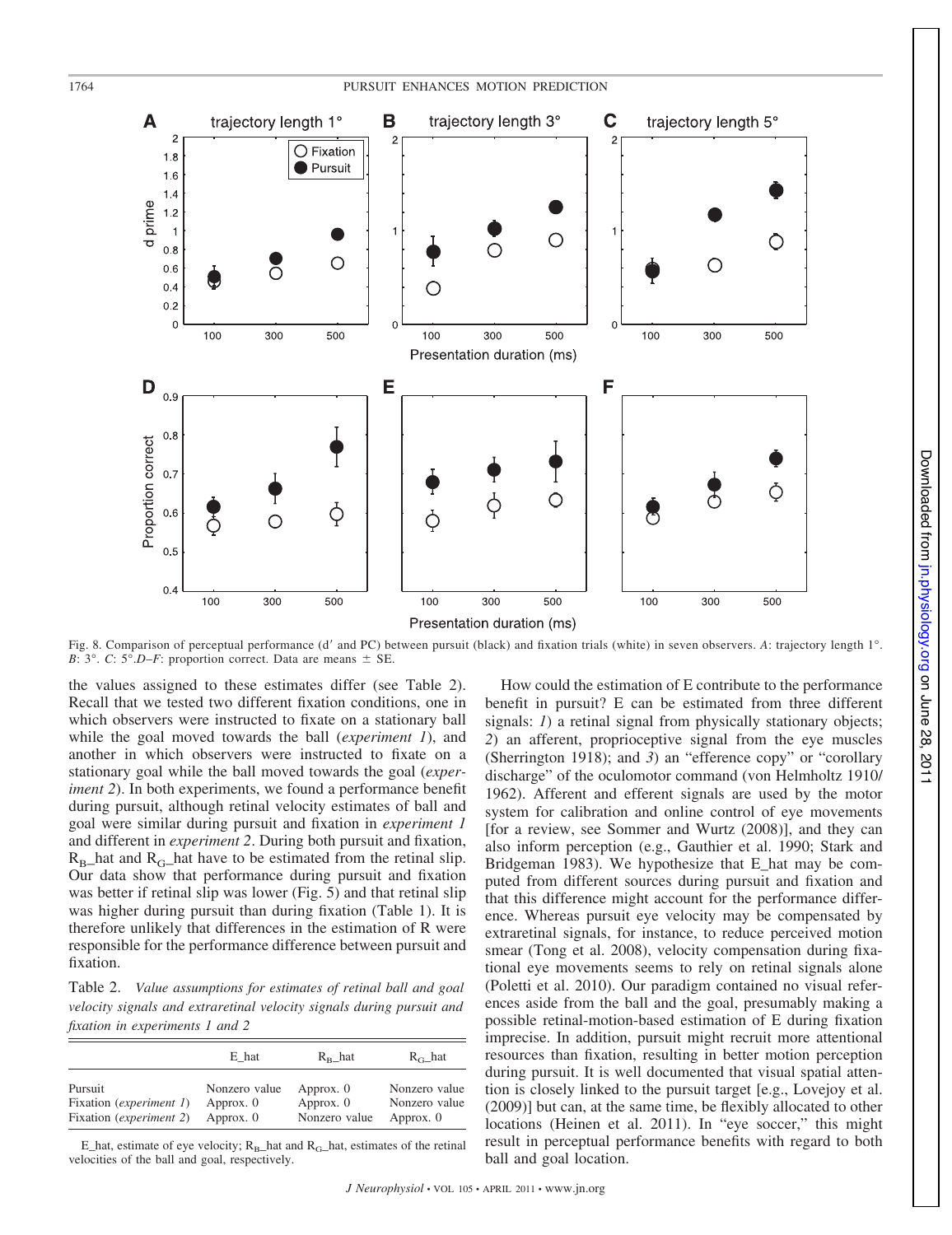Fig. 8. Comparison of perceptual performance (d′ and PC) between pursuit (black) and fixation trials (white) in seven observers. *A*: trajectory length 1°. *B*: 3°. *C*: 5°.*D–F*: proportion correct. Data are means ± SE.

the values assigned to these estimates differ (see Table 2). Recall that we tested two different fixation conditions, one in which observers were instructed to fixate on a stationary ball while the goal moved towards the ball (*experiment 1*), and another in which observers were instructed to fixate on a stationary goal while the ball moved towards the goal (*experiment 2*). In both experiments, we found a performance benefit during pursuit, although retinal velocity estimates of ball and goal were similar during pursuit and fixation in *experiment 1* and different in *experiment 2*. During both pursuit and fixation, $R_B$_hat and $R_G$_hat have to be estimated from the retinal slip. Our data show that performance during pursuit and fixation was better if retinal slip was lower (Fig. 5) and that retinal slip was higher during pursuit than during fixation (Table 1). It is therefore unlikely that differences in the estimation of R were responsible for the performance difference between pursuit and fixation.

Table 2. *Value assumptions for estimates of retinal ball and goal velocity signals and extraretinal velocity signals during pursuit and fixation in experiments 1 and 2*

| | E_hat | $R_B$_hat | $R_G$_hat |
|---|---|---|---|
| Pursuit | Nonzero value | Approx. 0 | Nonzero value |
| Fixation (*experiment 1*) | Approx. 0 | Approx. 0 | Nonzero value |
| Fixation (*experiment 2*) | Approx. 0 | Nonzero value | Approx. 0 |

E_hat, estimate of eye velocity; $R_B$_hat and $R_G$_hat, estimates of the retinal velocities of the ball and goal, respectively.

How could the estimation of E contribute to the performance benefit in pursuit? E can be estimated from three different signals: *1*) a retinal signal from physically stationary objects; *2*) an afferent, proprioceptive signal from the eye muscles (Sherrington 1918); and *3*) an "efference copy" or "corollary discharge" of the oculomotor command (von Helmholtz 1910/1962). Afferent and efferent signals are used by the motor system for calibration and online control of eye movements [for a review, see Sommer and Wurtz (2008)], and they can also inform perception (e.g., Gauthier et al. 1990; Stark and Bridgeman 1983). We hypothesize that E_hat may be computed from different sources during pursuit and fixation and that this difference might account for the performance difference. Whereas pursuit eye velocity may be compensated by extraretinal signals, for instance, to reduce perceived motion smear (Tong et al. 2008), velocity compensation during fixational eye movements seems to rely on retinal signals alone (Poletti et al. 2010). Our paradigm contained no visual references aside from the ball and the goal, presumably making a possible retinal-motion-based estimation of E during fixation imprecise. In addition, pursuit might recruit more attentional resources than fixation, resulting in better motion perception during pursuit. It is well documented that visual spatial attention is closely linked to the pursuit target [e.g., Lovejoy et al. (2009)] but can, at the same time, be flexibly allocated to other locations (Heinen et al. 2011). In "eye soccer," this might result in perceptual performance benefits with regard to both ball and goal location.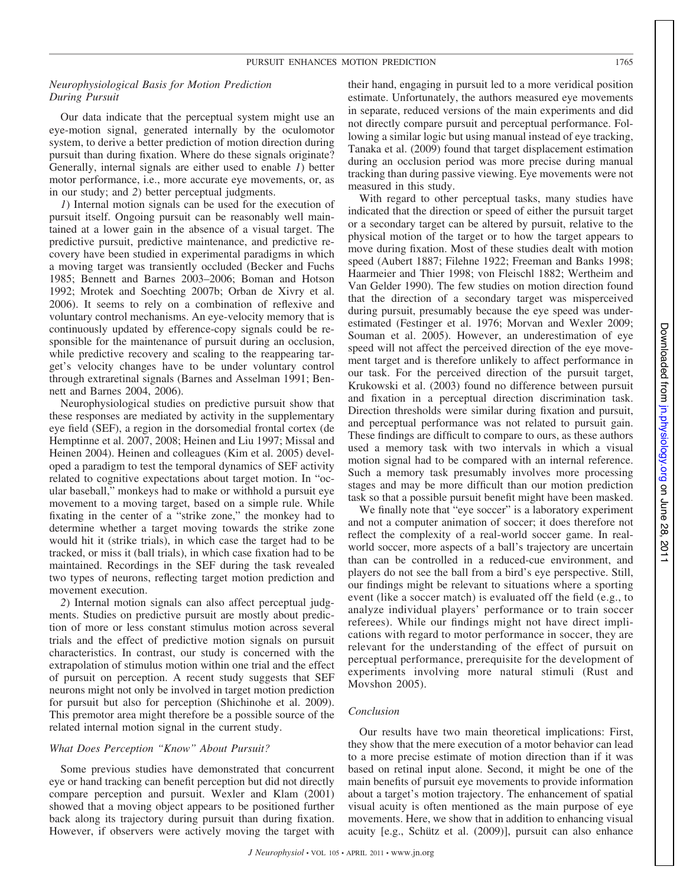### *Neurophysiological Basis for Motion Prediction During Pursuit*

Our data indicate that the perceptual system might use an eye-motion signal, generated internally by the oculomotor system, to derive a better prediction of motion direction during pursuit than during fixation. Where do these signals originate? Generally, internal signals are either used to enable *1*) better motor performance, i.e., more accurate eye movements, or, as in our study; and *2*) better perceptual judgments.

*1*) Internal motion signals can be used for the execution of pursuit itself. Ongoing pursuit can be reasonably well maintained at a lower gain in the absence of a visual target. The predictive pursuit, predictive maintenance, and predictive recovery have been studied in experimental paradigms in which a moving target was transiently occluded (Becker and Fuchs 1985; Bennett and Barnes 2003–2006; Boman and Hotson 1992; Mrotek and Soechting 2007b; Orban de Xivry et al. 2006). It seems to rely on a combination of reflexive and voluntary control mechanisms. An eye-velocity memory that is continuously updated by efference-copy signals could be responsible for the maintenance of pursuit during an occlusion, while predictive recovery and scaling to the reappearing target's velocity changes have to be under voluntary control through extraretinal signals (Barnes and Asselman 1991; Bennett and Barnes 2004, 2006).

Neurophysiological studies on predictive pursuit show that these responses are mediated by activity in the supplementary eye field (SEF), a region in the dorsomedial frontal cortex (de Hemptinne et al. 2007, 2008; Heinen and Liu 1997; Missal and Heinen 2004). Heinen and colleagues (Kim et al. 2005) developed a paradigm to test the temporal dynamics of SEF activity related to cognitive expectations about target motion. In "ocular baseball," monkeys had to make or withhold a pursuit eye movement to a moving target, based on a simple rule. While fixating in the center of a "strike zone," the monkey had to determine whether a target moving towards the strike zone would hit it (strike trials), in which case the target had to be tracked, or miss it (ball trials), in which case fixation had to be maintained. Recordings in the SEF during the task revealed two types of neurons, reflecting target motion prediction and movement execution.

*2*) Internal motion signals can also affect perceptual judgments. Studies on predictive pursuit are mostly about prediction of more or less constant stimulus motion across several trials and the effect of predictive motion signals on pursuit characteristics. In contrast, our study is concerned with the extrapolation of stimulus motion within one trial and the effect of pursuit on perception. A recent study suggests that SEF neurons might not only be involved in target motion prediction for pursuit but also for perception (Shichinohe et al. 2009). This premotor area might therefore be a possible source of the related internal motion signal in the current study.

### *What Does Perception "Know" About Pursuit?*

Some previous studies have demonstrated that concurrent eye or hand tracking can benefit perception but did not directly compare perception and pursuit. Wexler and Klam (2001) showed that a moving object appears to be positioned further back along its trajectory during pursuit than during fixation. However, if observers were actively moving the target with their hand, engaging in pursuit led to a more veridical position estimate. Unfortunately, the authors measured eye movements in separate, reduced versions of the main experiments and did not directly compare pursuit and perceptual performance. Following a similar logic but using manual instead of eye tracking, Tanaka et al. (2009) found that target displacement estimation during an occlusion period was more precise during manual tracking than during passive viewing. Eye movements were not measured in this study.

With regard to other perceptual tasks, many studies have indicated that the direction or speed of either the pursuit target or a secondary target can be altered by pursuit, relative to the physical motion of the target or to how the target appears to move during fixation. Most of these studies dealt with motion speed (Aubert 1887; Filehne 1922; Freeman and Banks 1998; Haarmeier and Thier 1998; von Fleischl 1882; Wertheim and Van Gelder 1990). The few studies on motion direction found that the direction of a secondary target was misperceived during pursuit, presumably because the eye speed was underestimated (Festinger et al. 1976; Morvan and Wexler 2009; Souman et al. 2005). However, an underestimation of eye speed will not affect the perceived direction of the eye movement target and is therefore unlikely to affect performance in our task. For the perceived direction of the pursuit target, Krukowski et al. (2003) found no difference between pursuit and fixation in a perceptual direction discrimination task. Direction thresholds were similar during fixation and pursuit, and perceptual performance was not related to pursuit gain. These findings are difficult to compare to ours, as these authors used a memory task with two intervals in which a visual motion signal had to be compared with an internal reference. Such a memory task presumably involves more processing stages and may be more difficult than our motion prediction task so that a possible pursuit benefit might have been masked.

We finally note that "eye soccer" is a laboratory experiment and not a computer animation of soccer; it does therefore not reflect the complexity of a real-world soccer game. In real-world soccer, more aspects of a ball's trajectory are uncertain than can be controlled in a reduced-cue environment, and players do not see the ball from a bird's eye perspective. Still, our findings might be relevant to situations where a sporting event (like a soccer match) is evaluated off the field (e.g., to analyze individual players' performance or to train soccer referees). While our findings might not have direct implications with regard to motor performance in soccer, they are relevant for the understanding of the effect of pursuit on perceptual performance, prerequisite for the development of experiments involving more natural stimuli (Rust and Movshon 2005).

### *Conclusion*

Our results have two main theoretical implications: First, they show that the mere execution of a motor behavior can lead to a more precise estimate of motion direction than if it was based on retinal input alone. Second, it might be one of the main benefits of pursuit eye movements to provide information about a target's motion trajectory. The enhancement of spatial visual acuity is often mentioned as the main purpose of eye movements. Here, we show that in addition to enhancing visual acuity [e.g., Schütz et al. (2009)], pursuit can also enhance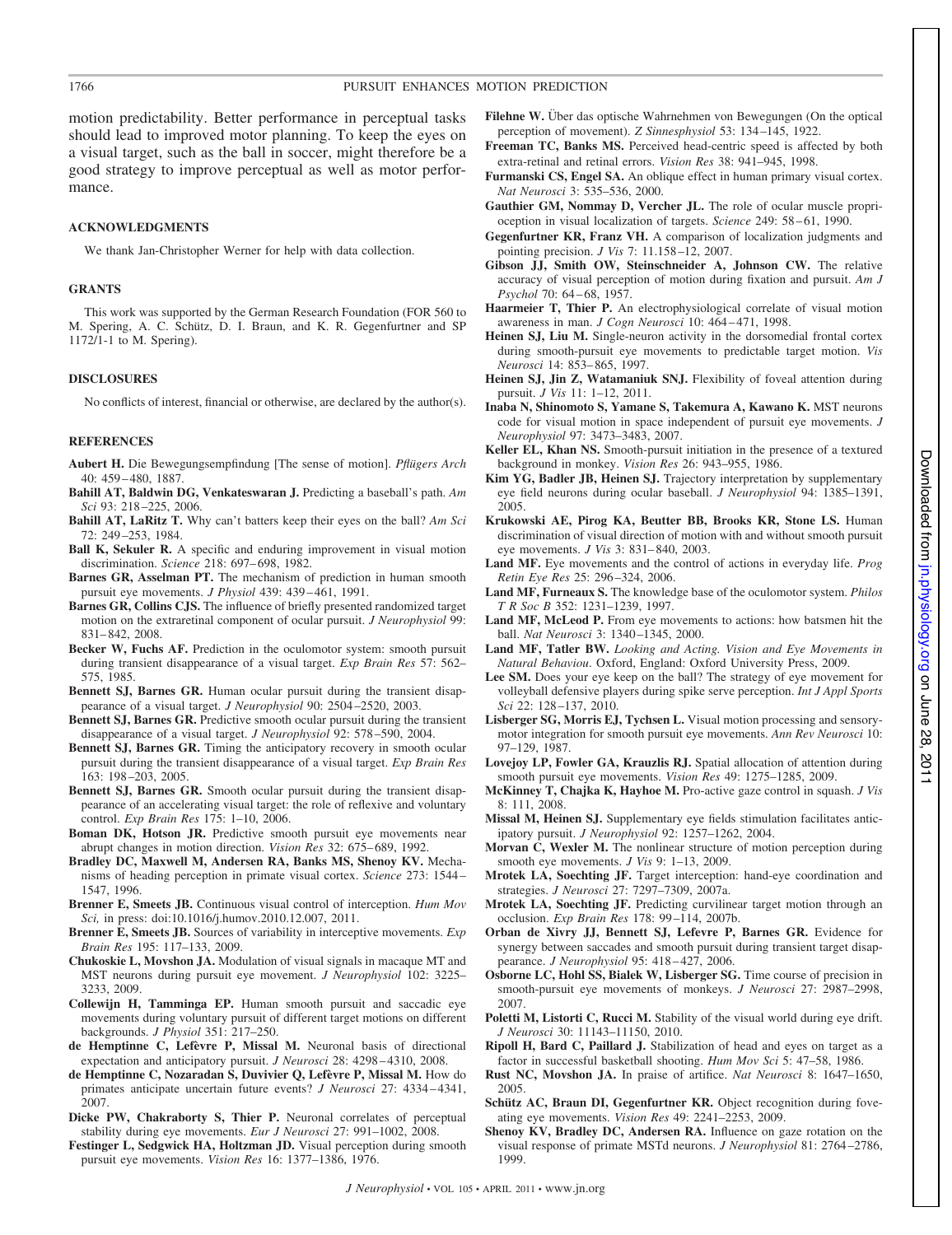motion predictability. Better performance in perceptual tasks should lead to improved motor planning. To keep the eyes on a visual target, such as the ball in soccer, might therefore be a good strategy to improve perceptual as well as motor performance.

## ACKNOWLEDGMENTS

We thank Jan-Christopher Werner for help with data collection.

## GRANTS

This work was supported by the German Research Foundation (FOR 560 to M. Spering, A. C. Schütz, D. I. Braun, and K. R. Gegenfurtner and SP 1172/1-1 to M. Spering).

## DISCLOSURES

No conflicts of interest, financial or otherwise, are declared by the author(s).

## REFERENCES

**Aubert H.** Die Bewegungsempfindung [The sense of motion]. *Pflügers Arch* 40: 459–480, 1887.

**Bahill AT, Baldwin DG, Venkateswaran J.** Predicting a baseball's path. *Am Sci* 93: 218–225, 2006.

**Bahill AT, LaRitz T.** Why can't batters keep their eyes on the ball? *Am Sci* 72: 249–253, 1984.

**Ball K, Sekuler R.** A specific and enduring improvement in visual motion discrimination. *Science* 218: 697–698, 1982.

**Barnes GR, Asselman PT.** The mechanism of prediction in human smooth pursuit eye movements. *J Physiol* 439: 439–461, 1991.

**Barnes GR, Collins CJS.** The influence of briefly presented randomized target motion on the extraretinal component of ocular pursuit. *J Neurophysiol* 99: 831–842, 2008.

**Becker W, Fuchs AF.** Prediction in the oculomotor system: smooth pursuit during transient disappearance of a visual target. *Exp Brain Res* 57: 562–575, 1985.

**Bennett SJ, Barnes GR.** Human ocular pursuit during the transient disappearance of a visual target. *J Neurophysiol* 90: 2504–2520, 2003.

**Bennett SJ, Barnes GR.** Predictive smooth ocular pursuit during the transient disappearance of a visual target. *J Neurophysiol* 92: 578–590, 2004.

**Bennett SJ, Barnes GR.** Timing the anticipatory recovery in smooth ocular pursuit during the transient disappearance of a visual target. *Exp Brain Res* 163: 198–203, 2005.

**Bennett SJ, Barnes GR.** Smooth ocular pursuit during the transient disappearance of an accelerating visual target: the role of reflexive and voluntary control. *Exp Brain Res* 175: 1–10, 2006.

**Boman DK, Hotson JR.** Predictive smooth pursuit eye movements near abrupt changes in motion direction. *Vision Res* 32: 675–689, 1992.

**Bradley DC, Maxwell M, Andersen RA, Banks MS, Shenoy KV.** Mechanisms of heading perception in primate visual cortex. *Science* 273: 1544–1547, 1996.

**Brenner E, Smeets JB.** Continuous visual control of interception. *Hum Mov Sci,* in press: doi:10.1016/j.humov.2010.12.007, 2011.

**Brenner E, Smeets JB.** Sources of variability in interceptive movements. *Exp Brain Res* 195: 117–133, 2009.

**Chukoskie L, Movshon JA.** Modulation of visual signals in macaque MT and MST neurons during pursuit eye movement. *J Neurophysiol* 102: 3225–3233, 2009.

**Collewijn H, Tamminga EP.** Human smooth pursuit and saccadic eye movements during voluntary pursuit of different target motions on different backgrounds. *J Physiol* 351: 217–250.

**de Hemptinne C, Lefèvre P, Missal M.** Neuronal basis of directional expectation and anticipatory pursuit. *J Neurosci* 28: 4298–4310, 2008.

**de Hemptinne C, Nozaradan S, Duvivier Q, Lefèvre P, Missal M.** How do primates anticipate uncertain future events? *J Neurosci* 27: 4334–4341, 2007.

**Dicke PW, Chakraborty S, Thier P.** Neuronal correlates of perceptual stability during eye movements. *Eur J Neurosci* 27: 991–1002, 2008.

**Festinger L, Sedgwick HA, Holtzman JD.** Visual perception during smooth pursuit eye movements. *Vision Res* 16: 1377–1386, 1976.

**Filehne W.** Über das optische Wahrnehmen von Bewegungen (On the optical perception of movement). *Z Sinnesphysiol* 53: 134–145, 1922.

**Freeman TC, Banks MS.** Perceived head-centric speed is affected by both extra-retinal and retinal errors. *Vision Res* 38: 941–945, 1998.

**Furmanski CS, Engel SA.** An oblique effect in human primary visual cortex. *Nat Neurosci* 3: 535–536, 2000.

**Gauthier GM, Nommay D, Vercher JL.** The role of ocular muscle proprioception in visual localization of targets. *Science* 249: 58–61, 1990.

**Gegenfurtner KR, Franz VH.** A comparison of localization judgments and pointing precision. *J Vis* 7: 11.158–12, 2007.

**Gibson JJ, Smith OW, Steinschneider A, Johnson CW.** The relative accuracy of visual perception of motion during fixation and pursuit. *Am J Psychol* 70: 64–68, 1957.

**Haarmeier T, Thier P.** An electrophysiological correlate of visual motion awareness in man. *J Cogn Neurosci* 10: 464–471, 1998.

**Heinen SJ, Liu M.** Single-neuron activity in the dorsomedial frontal cortex during smooth-pursuit eye movements to predictable target motion. *Vis Neurosci* 14: 853–865, 1997.

**Heinen SJ, Jin Z, Watamaniuk SNJ.** Flexibility of foveal attention during pursuit. *J Vis* 11: 1–12, 2011.

**Inaba N, Shinomoto S, Yamane S, Takemura A, Kawano K.** MST neurons code for visual motion in space independent of pursuit eye movements. *J Neurophysiol* 97: 3473–3483, 2007.

**Keller EL, Khan NS.** Smooth-pursuit initiation in the presence of a textured background in monkey. *Vision Res* 26: 943–955, 1986.

**Kim YG, Badler JB, Heinen SJ.** Trajectory interpretation by supplementary eye field neurons during ocular baseball. *J Neurophysiol* 94: 1385–1391, 2005.

**Krukowski AE, Pirog KA, Beutter BB, Brooks KR, Stone LS.** Human discrimination of visual direction of motion with and without smooth pursuit eye movements. *J Vis* 3: 831–840, 2003.

**Land MF.** Eye movements and the control of actions in everyday life. *Prog Retin Eye Res* 25: 296–324, 2006.

**Land MF, Furneaux S.** The knowledge base of the oculomotor system. *Philos T R Soc B* 352: 1231–1239, 1997.

**Land MF, McLeod P.** From eye movements to actions: how batsmen hit the ball. *Nat Neurosci* 3: 1340–1345, 2000.

**Land MF, Tatler BW.** *Looking and Acting. Vision and Eye Movements in Natural Behaviou*. Oxford, England: Oxford University Press, 2009.

**Lee SM.** Does your eye keep on the ball? The strategy of eye movement for volleyball defensive players during spike serve perception. *Int J Appl Sports Sci* 22: 128–137, 2010.

**Lisberger SG, Morris EJ, Tychsen L.** Visual motion processing and sensory-motor integration for smooth pursuit eye movements. *Ann Rev Neurosci* 10: 97–129, 1987.

**Lovejoy LP, Fowler GA, Krauzlis RJ.** Spatial allocation of attention during smooth pursuit eye movements. *Vision Res* 49: 1275–1285, 2009.

**McKinney T, Chajka K, Hayhoe M.** Pro-active gaze control in squash. *J Vis* 8: 111, 2008.

**Missal M, Heinen SJ.** Supplementary eye fields stimulation facilitates anticipatory pursuit. *J Neurophysiol* 92: 1257–1262, 2004.

**Morvan C, Wexler M.** The nonlinear structure of motion perception during smooth eye movements. *J Vis* 9: 1–13, 2009.

**Mrotek LA, Soechting JF.** Target interception: hand-eye coordination and strategies. *J Neurosci* 27: 7297–7309, 2007a.

**Mrotek LA, Soechting JF.** Predicting curvilinear target motion through an occlusion. *Exp Brain Res* 178: 99–114, 2007b.

**Orban de Xivry JJ, Bennett SJ, Lefevre P, Barnes GR.** Evidence for synergy between saccades and smooth pursuit during transient target disappearance. *J Neurophysiol* 95: 418–427, 2006.

**Osborne LC, Hohl SS, Bialek W, Lisberger SG.** Time course of precision in smooth-pursuit eye movements of monkeys. *J Neurosci* 27: 2987–2998, 2007.

**Poletti M, Listorti C, Rucci M.** Stability of the visual world during eye drift. *J Neurosci* 30: 11143–11150, 2010.

**Ripoll H, Bard C, Paillard J.** Stabilization of head and eyes on target as a factor in successful basketball shooting. *Hum Mov Sci* 5: 47–58, 1986.

**Rust NC, Movshon JA.** In praise of artifice. *Nat Neurosci* 8: 1647–1650, 2005.

**Schütz AC, Braun DI, Gegenfurtner KR.** Object recognition during foveating eye movements. *Vision Res* 49: 2241–2253, 2009.

**Shenoy KV, Bradley DC, Andersen RA.** Influence on gaze rotation on the visual response of primate MSTd neurons. *J Neurophysiol* 81: 2764–2786, 1999.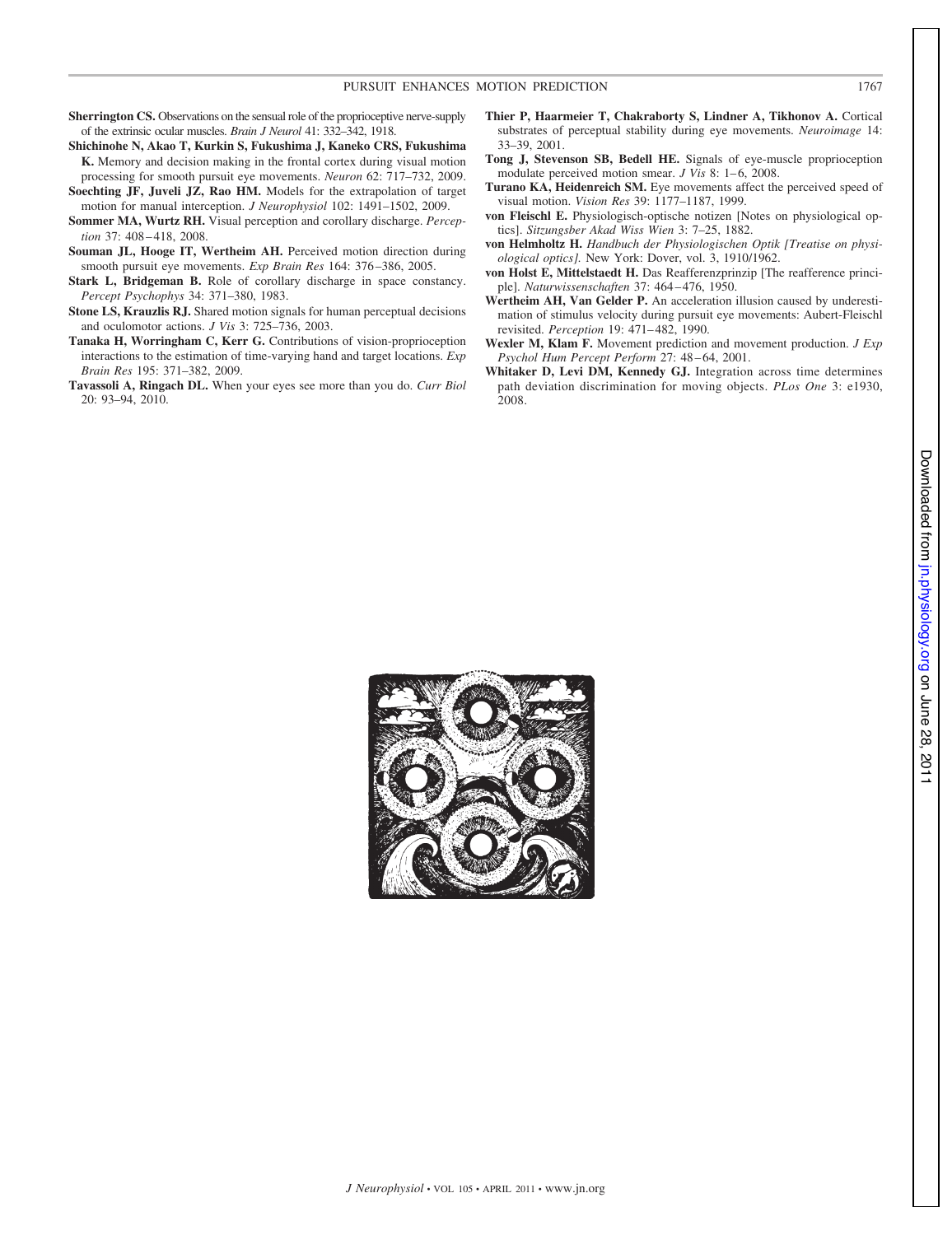**Sherrington CS.** Observations on the sensual role of the proprioceptive nerve-supply of the extrinsic ocular muscles. *Brain J Neurol* 41: 332–342, 1918.

**Shichinohe N, Akao T, Kurkin S, Fukushima J, Kaneko CRS, Fukushima K.** Memory and decision making in the frontal cortex during visual motion processing for smooth pursuit eye movements. *Neuron* 62: 717–732, 2009.

**Soechting JF, Juveli JZ, Rao HM.** Models for the extrapolation of target motion for manual interception. *J Neurophysiol* 102: 1491–1502, 2009.

**Sommer MA, Wurtz RH.** Visual perception and corollary discharge. *Perception* 37: 408–418, 2008.

**Souman JL, Hooge IT, Wertheim AH.** Perceived motion direction during smooth pursuit eye movements. *Exp Brain Res* 164: 376–386, 2005.

**Stark L, Bridgeman B.** Role of corollary discharge in space constancy. *Percept Psychophys* 34: 371–380, 1983.

**Stone LS, Krauzlis RJ.** Shared motion signals for human perceptual decisions and oculomotor actions. *J Vis* 3: 725–736, 2003.

**Tanaka H, Worringham C, Kerr G.** Contributions of vision-proprioception interactions to the estimation of time-varying hand and target locations. *Exp Brain Res* 195: 371–382, 2009.

**Tavassoli A, Ringach DL.** When your eyes see more than you do. *Curr Biol* 20: 93–94, 2010.

**Thier P, Haarmeier T, Chakraborty S, Lindner A, Tikhonov A.** Cortical substrates of perceptual stability during eye movements. *Neuroimage* 14: 33–39, 2001.

**Tong J, Stevenson SB, Bedell HE.** Signals of eye-muscle proprioception modulate perceived motion smear. *J Vis* 8: 1–6, 2008.

**Turano KA, Heidenreich SM.** Eye movements affect the perceived speed of visual motion. *Vision Res* 39: 1177–1187, 1999.

**von Fleischl E.** Physiologisch-optische notizen [Notes on physiological optics]. *Sitzungsber Akad Wiss Wien* 3: 7–25, 1882.

**von Helmholtz H.** *Handbuch der Physiologischen Optik [Treatise on physiological optics].* New York: Dover, vol. 3, 1910/1962.

**von Holst E, Mittelstaedt H.** Das Reafferenzprinzip [The reafference principle]. *Naturwissenschaften* 37: 464–476, 1950.

**Wertheim AH, Van Gelder P.** An acceleration illusion caused by underestimation of stimulus velocity during pursuit eye movements: Aubert-Fleischl revisited. *Perception* 19: 471–482, 1990.

**Wexler M, Klam F.** Movement prediction and movement production. *J Exp Psychol Hum Percept Perform* 27: 48–64, 2001.

**Whitaker D, Levi DM, Kennedy GJ.** Integration across time determines path deviation discrimination for moving objects. *PLos One* 3: e1930, 2008.